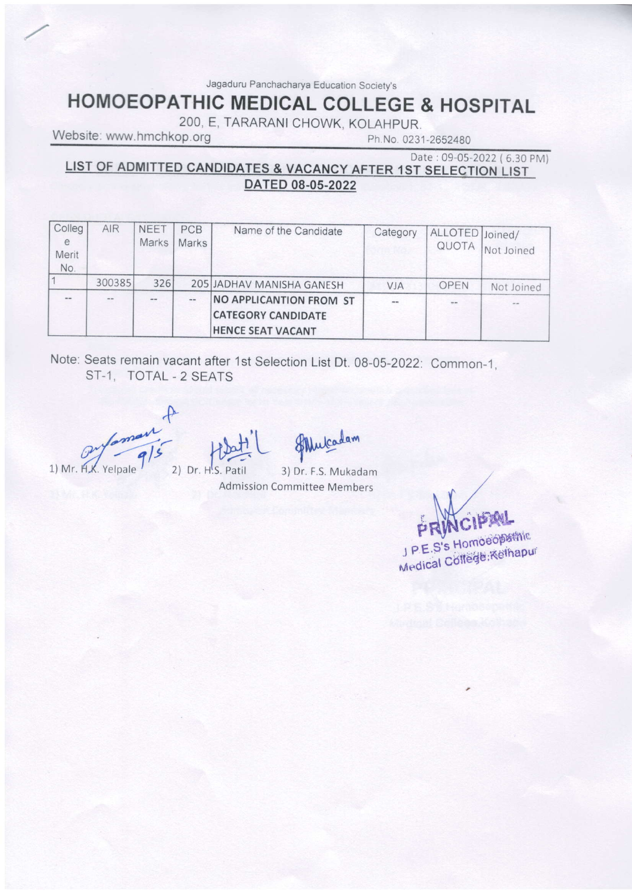Jagaduru Panchacharya Education Society's

# HOMOEOPATHIC MEDICAL COLLEGE & HOSPITAL

200, E, TARARANI CHOWK, KOLAHPUR.

Website: www.hmchkop.org Ph.No. 0231-2652480

Date : 09-05-2022 ( 6.30 PM)

## LIST OF ADMITTED CANDIDATES & VACANCY AFTER 1ST SELECTION LIST DATED 08-05-2022

| College Merit No. | AIR | NEET Marks | PCB Marks | Name of the Candidate | Category | ALLOTED QUOTA | Joined/ Not Joined |
|---|---|---|---|---|---|---|---|
| 1 | 300385 | 326 | 205 | JADHAV MANISHA GANESH | VJA | OPEN | Not Joined |
| -- | -- | -- | -- | **NO APPLICANTION FROM ST CATEGORY CANDIDATE HENCE SEAT VACANT** | -- | -- | -- |

Note: Seats remain vacant after 1st Selection List Dt. 08-05-2022: Common-1, ST-1, TOTAL - 2 SEATS

1) Mr. H.K. Yelpale 2) Dr. H.S. Patil 3) Dr. F.S. Mukadam

Admission Committee Members

PRINCIPAL
J.P.E.S's Homoeopathic Medical College, Kolhapur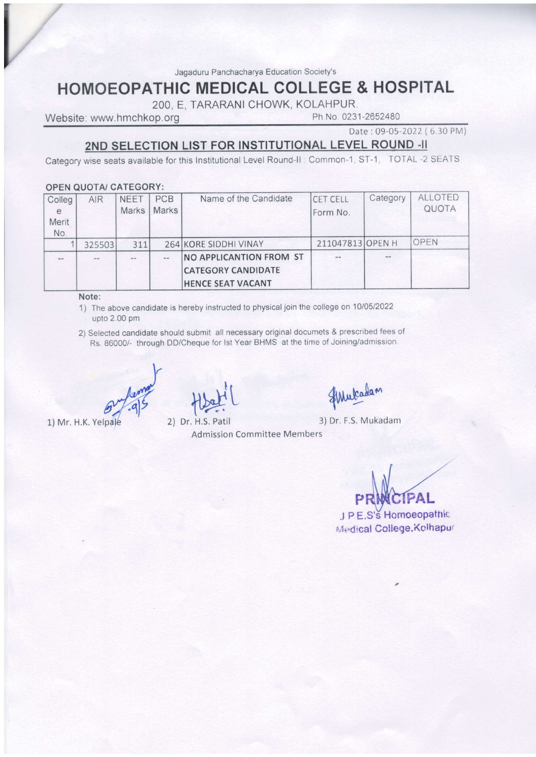Jagaduru Panchacharya Education Society's

# HOMOEOPATHIC MEDICAL COLLEGE & HOSPITAL

200, E, TARARANI CHOWK, KOLAHPUR.

Website: www.hmchkop.org Ph.No. 0231-2652480

Date : 09-05-2022 ( 6.30 PM)

## 2ND SELECTION LIST FOR INSTITUTIONAL LEVEL ROUND -II

Category wise seats available for this Institutional Level Round-II : Common-1, ST-1, TOTAL -2 SEATS

**OPEN QUOTA/ CATEGORY:**

| College Merit No. | AIR | NEET Marks | PCB Marks | Name of the Candidate | CET CELL Form No. | Category | ALLOTED QUOTA |
|---|---|---|---|---|---|---|---|
| 1 | 325503 | 311 | 264 | KORE SIDDHI VINAY | 211047813 | OPEN H | OPEN |
| -- | -- | -- | -- | NO APPLICANTION FROM ST CATEGORY CANDIDATE HENCE SEAT VACANT | -- | -- | |

Note:

1) The above candidate is hereby instructed to physical join the college on 10/05/2022 upto 2.00 pm
2) Selected candidate should submit all necessary original documets & prescribed fees of Rs. 86000/- through DD/Cheque for Ist Year BHMS at the time of Joining/admission.

1) Mr. H.K. Yelpale 2) Dr. H.S. Patil 3) Dr. F.S. Mukadam

Admission Committee Members

PRINCIPAL

J P.E.S's Homoeopathic Medical College,Kolhapur